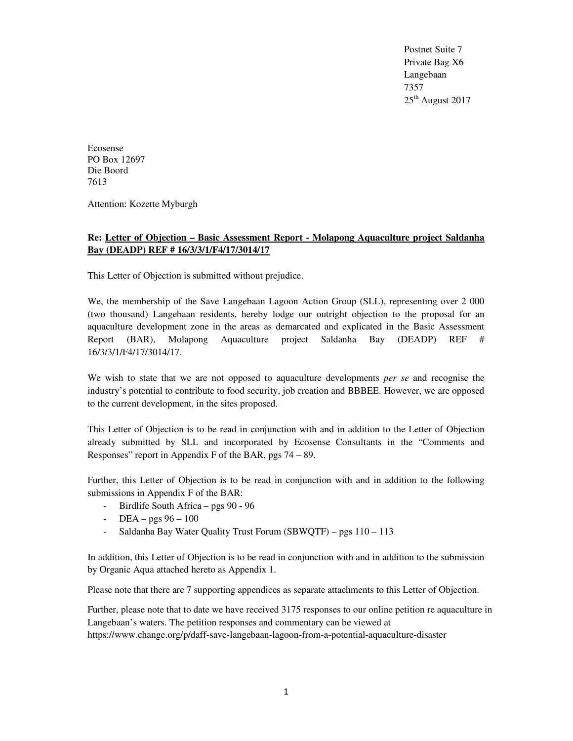Postnet Suite 7
Private Bag X6
Langebaan
7357
25th August 2017

Ecosense
PO Box 12697
Die Boord
7613

Attention: Kozette Myburgh

**Re: Letter of Objection – Basic Assessment Report - Molapong Aquaculture project Saldanha Bay (DEADP) REF # 16/3/3/1/F4/17/3014/17**

This Letter of Objection is submitted without prejudice.

We, the membership of the Save Langebaan Lagoon Action Group (SLL), representing over 2 000 (two thousand) Langebaan residents, hereby lodge our outright objection to the proposal for an aquaculture development zone in the areas as demarcated and explicated in the Basic Assessment Report (BAR), Molapong Aquaculture project Saldanha Bay (DEADP) REF # 16/3/3/1/F4/17/3014/17.

We wish to state that we are not opposed to aquaculture developments *per se* and recognise the industry's potential to contribute to food security, job creation and BBBEE. However, we are opposed to the current development, in the sites proposed.

This Letter of Objection is to be read in conjunction with and in addition to the Letter of Objection already submitted by SLL and incorporated by Ecosense Consultants in the "Comments and Responses" report in Appendix F of the BAR, pgs 74 – 89.

Further, this Letter of Objection is to be read in conjunction with and in addition to the following submissions in Appendix F of the BAR:

- Birdlife South Africa – pgs 90 - 96
- DEA – pgs 96 – 100
- Saldanha Bay Water Quality Trust Forum (SBWQTF) – pgs 110 – 113

In addition, this Letter of Objection is to be read in conjunction with and in addition to the submission by Organic Aqua attached hereto as Appendix 1.

Please note that there are 7 supporting appendices as separate attachments to this Letter of Objection.

Further, please note that to date we have received 3175 responses to our online petition re aquaculture in Langebaan's waters. The petition responses and commentary can be viewed at https://www.change.org/p/daff-save-langebaan-lagoon-from-a-potential-aquaculture-disaster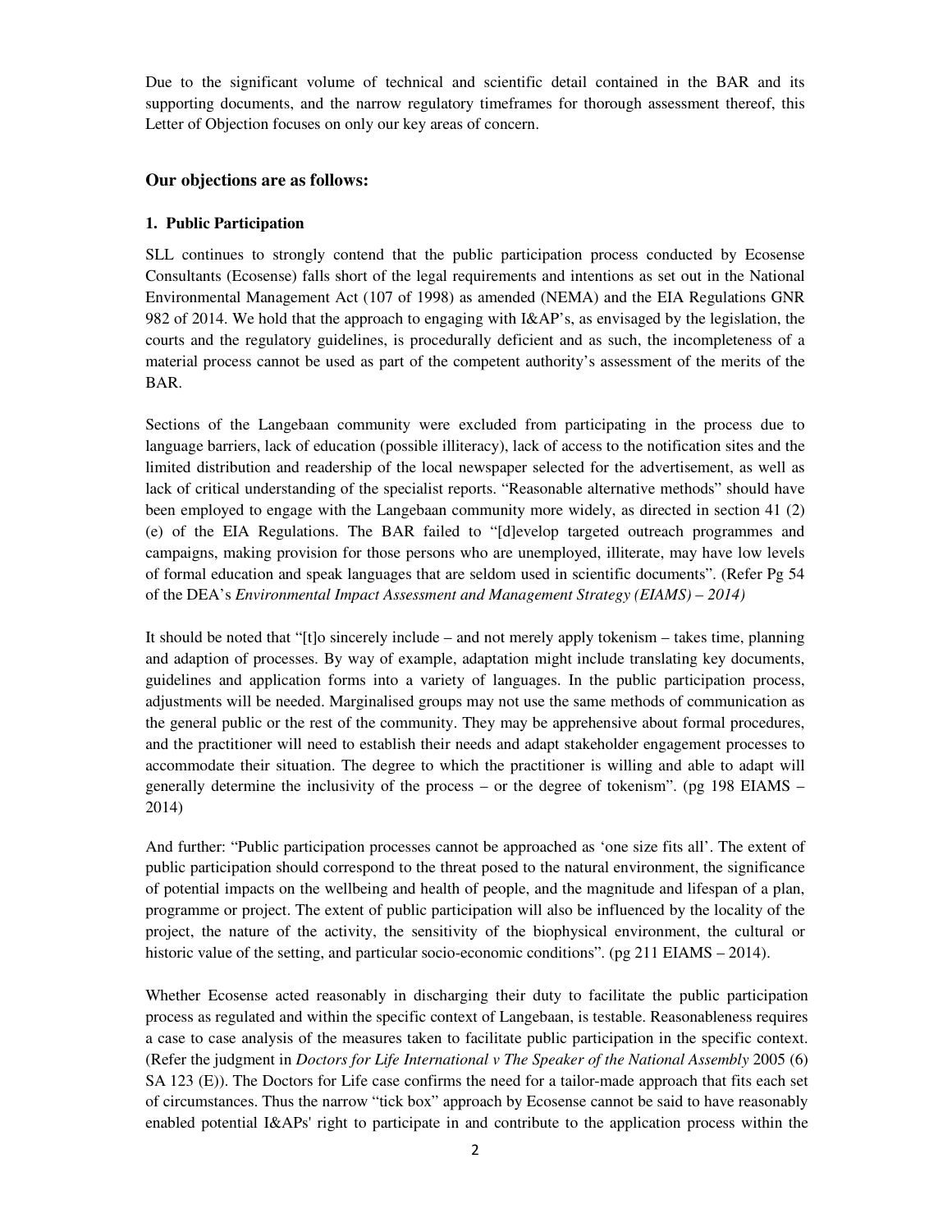Due to the significant volume of technical and scientific detail contained in the BAR and its supporting documents, and the narrow regulatory timeframes for thorough assessment thereof, this Letter of Objection focuses on only our key areas of concern.

### Our objections are as follows:

#### 1. Public Participation

SLL continues to strongly contend that the public participation process conducted by Ecosense Consultants (Ecosense) falls short of the legal requirements and intentions as set out in the National Environmental Management Act (107 of 1998) as amended (NEMA) and the EIA Regulations GNR 982 of 2014. We hold that the approach to engaging with I&AP's, as envisaged by the legislation, the courts and the regulatory guidelines, is procedurally deficient and as such, the incompleteness of a material process cannot be used as part of the competent authority's assessment of the merits of the BAR.

Sections of the Langebaan community were excluded from participating in the process due to language barriers, lack of education (possible illiteracy), lack of access to the notification sites and the limited distribution and readership of the local newspaper selected for the advertisement, as well as lack of critical understanding of the specialist reports. "Reasonable alternative methods" should have been employed to engage with the Langebaan community more widely, as directed in section 41 (2) (e) of the EIA Regulations. The BAR failed to "[d]evelop targeted outreach programmes and campaigns, making provision for those persons who are unemployed, illiterate, may have low levels of formal education and speak languages that are seldom used in scientific documents". (Refer Pg 54 of the DEA's *Environmental Impact Assessment and Management Strategy (EIAMS) – 2014)*

It should be noted that "[t]o sincerely include – and not merely apply tokenism – takes time, planning and adaption of processes. By way of example, adaptation might include translating key documents, guidelines and application forms into a variety of languages. In the public participation process, adjustments will be needed. Marginalised groups may not use the same methods of communication as the general public or the rest of the community. They may be apprehensive about formal procedures, and the practitioner will need to establish their needs and adapt stakeholder engagement processes to accommodate their situation. The degree to which the practitioner is willing and able to adapt will generally determine the inclusivity of the process – or the degree of tokenism". (pg 198 EIAMS – 2014)

And further: "Public participation processes cannot be approached as 'one size fits all'. The extent of public participation should correspond to the threat posed to the natural environment, the significance of potential impacts on the wellbeing and health of people, and the magnitude and lifespan of a plan, programme or project. The extent of public participation will also be influenced by the locality of the project, the nature of the activity, the sensitivity of the biophysical environment, the cultural or historic value of the setting, and particular socio-economic conditions". (pg 211 EIAMS – 2014).

Whether Ecosense acted reasonably in discharging their duty to facilitate the public participation process as regulated and within the specific context of Langebaan, is testable. Reasonableness requires a case to case analysis of the measures taken to facilitate public participation in the specific context. (Refer the judgment in *Doctors for Life International v The Speaker of the National Assembly* 2005 (6) SA 123 (E)). The Doctors for Life case confirms the need for a tailor-made approach that fits each set of circumstances. Thus the narrow "tick box" approach by Ecosense cannot be said to have reasonably enabled potential I&APs' right to participate in and contribute to the application process within the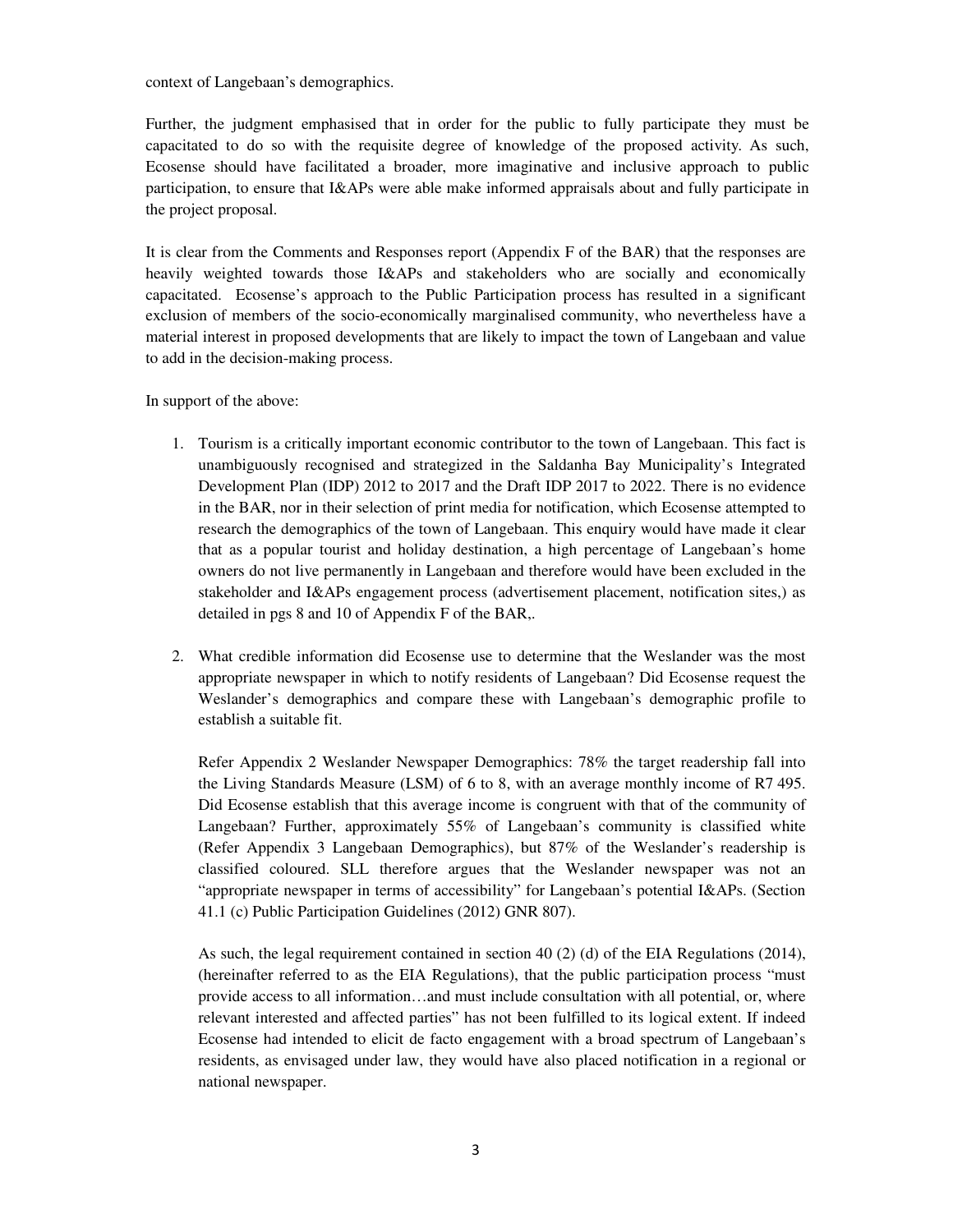context of Langebaan's demographics.

Further, the judgment emphasised that in order for the public to fully participate they must be capacitated to do so with the requisite degree of knowledge of the proposed activity. As such, Ecosense should have facilitated a broader, more imaginative and inclusive approach to public participation, to ensure that I&APs were able make informed appraisals about and fully participate in the project proposal.

It is clear from the Comments and Responses report (Appendix F of the BAR) that the responses are heavily weighted towards those I&APs and stakeholders who are socially and economically capacitated. Ecosense's approach to the Public Participation process has resulted in a significant exclusion of members of the socio-economically marginalised community, who nevertheless have a material interest in proposed developments that are likely to impact the town of Langebaan and value to add in the decision-making process.

In support of the above:

1. Tourism is a critically important economic contributor to the town of Langebaan. This fact is unambiguously recognised and strategized in the Saldanha Bay Municipality's Integrated Development Plan (IDP) 2012 to 2017 and the Draft IDP 2017 to 2022. There is no evidence in the BAR, nor in their selection of print media for notification, which Ecosense attempted to research the demographics of the town of Langebaan. This enquiry would have made it clear that as a popular tourist and holiday destination, a high percentage of Langebaan's home owners do not live permanently in Langebaan and therefore would have been excluded in the stakeholder and I&APs engagement process (advertisement placement, notification sites,) as detailed in pgs 8 and 10 of Appendix F of the BAR,.

2. What credible information did Ecosense use to determine that the Weslander was the most appropriate newspaper in which to notify residents of Langebaan? Did Ecosense request the Weslander's demographics and compare these with Langebaan's demographic profile to establish a suitable fit.

   Refer Appendix 2 Weslander Newspaper Demographics: 78% the target readership fall into the Living Standards Measure (LSM) of 6 to 8, with an average monthly income of R7 495. Did Ecosense establish that this average income is congruent with that of the community of Langebaan? Further, approximately 55% of Langebaan's community is classified white (Refer Appendix 3 Langebaan Demographics), but 87% of the Weslander's readership is classified coloured. SLL therefore argues that the Weslander newspaper was not an "appropriate newspaper in terms of accessibility" for Langebaan's potential I&APs. (Section 41.1 (c) Public Participation Guidelines (2012) GNR 807).

   As such, the legal requirement contained in section 40 (2) (d) of the EIA Regulations (2014), (hereinafter referred to as the EIA Regulations), that the public participation process "must provide access to all information…and must include consultation with all potential, or, where relevant interested and affected parties" has not been fulfilled to its logical extent. If indeed Ecosense had intended to elicit de facto engagement with a broad spectrum of Langebaan's residents, as envisaged under law, they would have also placed notification in a regional or national newspaper.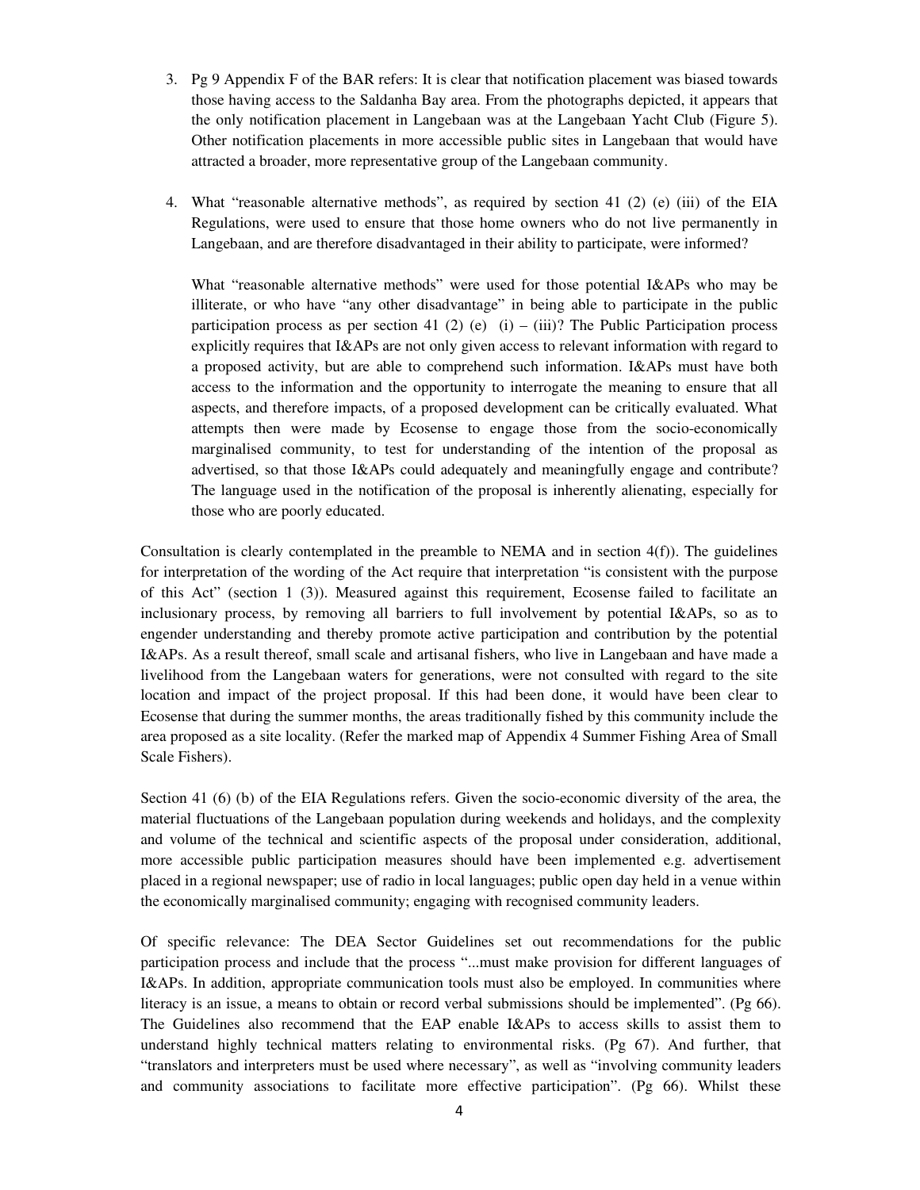3. Pg 9 Appendix F of the BAR refers: It is clear that notification placement was biased towards those having access to the Saldanha Bay area. From the photographs depicted, it appears that the only notification placement in Langebaan was at the Langebaan Yacht Club (Figure 5). Other notification placements in more accessible public sites in Langebaan that would have attracted a broader, more representative group of the Langebaan community.

4. What "reasonable alternative methods", as required by section 41 (2) (e) (iii) of the EIA Regulations, were used to ensure that those home owners who do not live permanently in Langebaan, and are therefore disadvantaged in their ability to participate, were informed?

   What "reasonable alternative methods" were used for those potential I&APs who may be illiterate, or who have "any other disadvantage" in being able to participate in the public participation process as per section 41 (2) (e) (i) – (iii)? The Public Participation process explicitly requires that I&APs are not only given access to relevant information with regard to a proposed activity, but are able to comprehend such information. I&APs must have both access to the information and the opportunity to interrogate the meaning to ensure that all aspects, and therefore impacts, of a proposed development can be critically evaluated. What attempts then were made by Ecosense to engage those from the socio-economically marginalised community, to test for understanding of the intention of the proposal as advertised, so that those I&APs could adequately and meaningfully engage and contribute? The language used in the notification of the proposal is inherently alienating, especially for those who are poorly educated.

Consultation is clearly contemplated in the preamble to NEMA and in section 4(f)). The guidelines for interpretation of the wording of the Act require that interpretation "is consistent with the purpose of this Act" (section 1 (3)). Measured against this requirement, Ecosense failed to facilitate an inclusionary process, by removing all barriers to full involvement by potential I&APs, so as to engender understanding and thereby promote active participation and contribution by the potential I&APs. As a result thereof, small scale and artisanal fishers, who live in Langebaan and have made a livelihood from the Langebaan waters for generations, were not consulted with regard to the site location and impact of the project proposal. If this had been done, it would have been clear to Ecosense that during the summer months, the areas traditionally fished by this community include the area proposed as a site locality. (Refer the marked map of Appendix 4 Summer Fishing Area of Small Scale Fishers).

Section 41 (6) (b) of the EIA Regulations refers. Given the socio-economic diversity of the area, the material fluctuations of the Langebaan population during weekends and holidays, and the complexity and volume of the technical and scientific aspects of the proposal under consideration, additional, more accessible public participation measures should have been implemented e.g. advertisement placed in a regional newspaper; use of radio in local languages; public open day held in a venue within the economically marginalised community; engaging with recognised community leaders.

Of specific relevance: The DEA Sector Guidelines set out recommendations for the public participation process and include that the process "...must make provision for different languages of I&APs. In addition, appropriate communication tools must also be employed. In communities where literacy is an issue, a means to obtain or record verbal submissions should be implemented". (Pg 66). The Guidelines also recommend that the EAP enable I&APs to access skills to assist them to understand highly technical matters relating to environmental risks. (Pg 67). And further, that "translators and interpreters must be used where necessary", as well as "involving community leaders and community associations to facilitate more effective participation". (Pg 66). Whilst these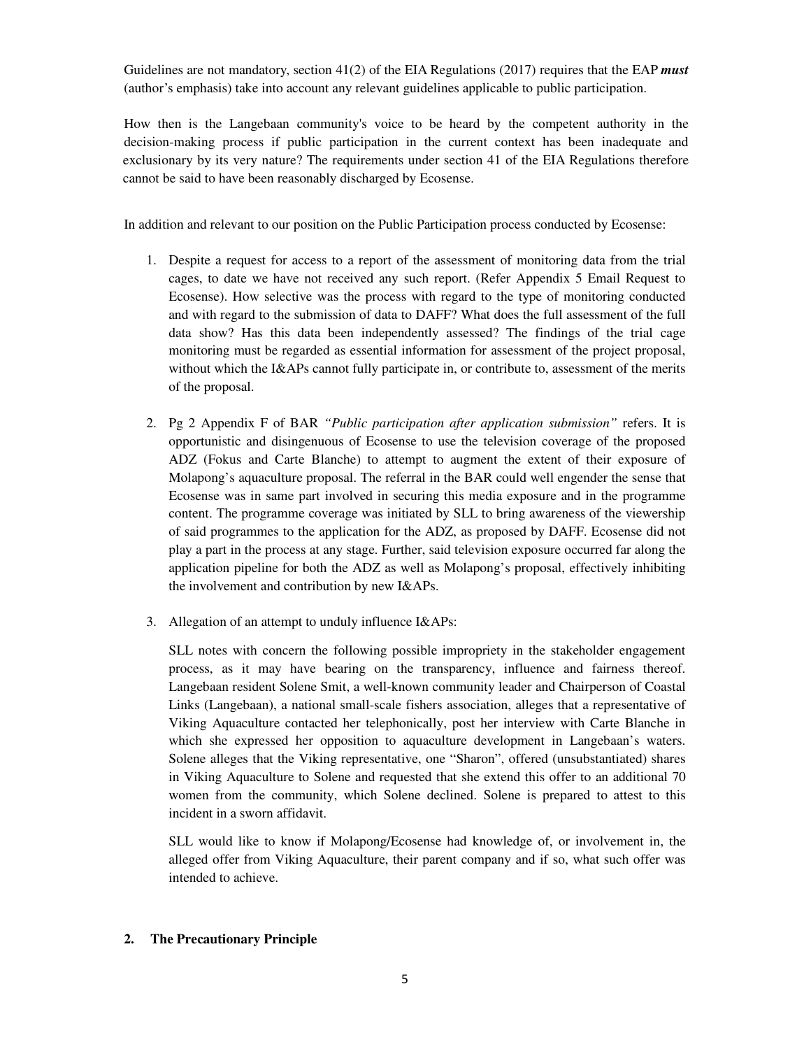Guidelines are not mandatory, section 41(2) of the EIA Regulations (2017) requires that the EAP ***must*** (author's emphasis) take into account any relevant guidelines applicable to public participation.

How then is the Langebaan community's voice to be heard by the competent authority in the decision-making process if public participation in the current context has been inadequate and exclusionary by its very nature? The requirements under section 41 of the EIA Regulations therefore cannot be said to have been reasonably discharged by Ecosense.

In addition and relevant to our position on the Public Participation process conducted by Ecosense:

1. Despite a request for access to a report of the assessment of monitoring data from the trial cages, to date we have not received any such report. (Refer Appendix 5 Email Request to Ecosense). How selective was the process with regard to the type of monitoring conducted and with regard to the submission of data to DAFF? What does the full assessment of the full data show? Has this data been independently assessed? The findings of the trial cage monitoring must be regarded as essential information for assessment of the project proposal, without which the I&APs cannot fully participate in, or contribute to, assessment of the merits of the proposal.

2. Pg 2 Appendix F of BAR *"Public participation after application submission"* refers. It is opportunistic and disingenuous of Ecosense to use the television coverage of the proposed ADZ (Fokus and Carte Blanche) to attempt to augment the extent of their exposure of Molapong's aquaculture proposal. The referral in the BAR could well engender the sense that Ecosense was in same part involved in securing this media exposure and in the programme content. The programme coverage was initiated by SLL to bring awareness of the viewership of said programmes to the application for the ADZ, as proposed by DAFF. Ecosense did not play a part in the process at any stage. Further, said television exposure occurred far along the application pipeline for both the ADZ as well as Molapong's proposal, effectively inhibiting the involvement and contribution by new I&APs.

3. Allegation of an attempt to unduly influence I&APs:

   SLL notes with concern the following possible impropriety in the stakeholder engagement process, as it may have bearing on the transparency, influence and fairness thereof. Langebaan resident Solene Smit, a well-known community leader and Chairperson of Coastal Links (Langebaan), a national small-scale fishers association, alleges that a representative of Viking Aquaculture contacted her telephonically, post her interview with Carte Blanche in which she expressed her opposition to aquaculture development in Langebaan's waters. Solene alleges that the Viking representative, one "Sharon", offered (unsubstantiated) shares in Viking Aquaculture to Solene and requested that she extend this offer to an additional 70 women from the community, which Solene declined. Solene is prepared to attest to this incident in a sworn affidavit.

   SLL would like to know if Molapong/Ecosense had knowledge of, or involvement in, the alleged offer from Viking Aquaculture, their parent company and if so, what such offer was intended to achieve.

## 2. The Precautionary Principle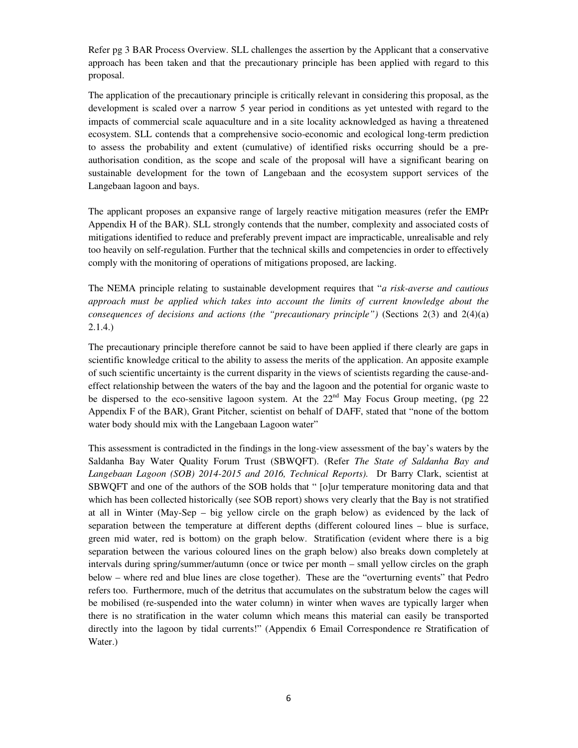Refer pg 3 BAR Process Overview. SLL challenges the assertion by the Applicant that a conservative approach has been taken and that the precautionary principle has been applied with regard to this proposal.

The application of the precautionary principle is critically relevant in considering this proposal, as the development is scaled over a narrow 5 year period in conditions as yet untested with regard to the impacts of commercial scale aquaculture and in a site locality acknowledged as having a threatened ecosystem. SLL contends that a comprehensive socio-economic and ecological long-term prediction to assess the probability and extent (cumulative) of identified risks occurring should be a pre-authorisation condition, as the scope and scale of the proposal will have a significant bearing on sustainable development for the town of Langebaan and the ecosystem support services of the Langebaan lagoon and bays.

The applicant proposes an expansive range of largely reactive mitigation measures (refer the EMPr Appendix H of the BAR). SLL strongly contends that the number, complexity and associated costs of mitigations identified to reduce and preferably prevent impact are impracticable, unrealisable and rely too heavily on self-regulation. Further that the technical skills and competencies in order to effectively comply with the monitoring of operations of mitigations proposed, are lacking.

The NEMA principle relating to sustainable development requires that "*a risk-averse and cautious approach must be applied which takes into account the limits of current knowledge about the consequences of decisions and actions (the "precautionary principle")* (Sections 2(3) and 2(4)(a) 2.1.4.)

The precautionary principle therefore cannot be said to have been applied if there clearly are gaps in scientific knowledge critical to the ability to assess the merits of the application. An apposite example of such scientific uncertainty is the current disparity in the views of scientists regarding the cause-and-effect relationship between the waters of the bay and the lagoon and the potential for organic waste to be dispersed to the eco-sensitive lagoon system. At the 22nd May Focus Group meeting, (pg 22 Appendix F of the BAR), Grant Pitcher, scientist on behalf of DAFF, stated that "none of the bottom water body should mix with the Langebaan Lagoon water"

This assessment is contradicted in the findings in the long-view assessment of the bay's waters by the Saldanha Bay Water Quality Forum Trust (SBWQFT). (Refer *The State of Saldanha Bay and Langebaan Lagoon (SOB) 2014-2015 and 2016, Technical Reports).* Dr Barry Clark, scientist at SBWQFT and one of the authors of the SOB holds that " [o]ur temperature monitoring data and that which has been collected historically (see SOB report) shows very clearly that the Bay is not stratified at all in Winter (May-Sep – big yellow circle on the graph below) as evidenced by the lack of separation between the temperature at different depths (different coloured lines – blue is surface, green mid water, red is bottom) on the graph below. Stratification (evident where there is a big separation between the various coloured lines on the graph below) also breaks down completely at intervals during spring/summer/autumn (once or twice per month – small yellow circles on the graph below – where red and blue lines are close together). These are the "overturning events" that Pedro refers too. Furthermore, much of the detritus that accumulates on the substratum below the cages will be mobilised (re-suspended into the water column) in winter when waves are typically larger when there is no stratification in the water column which means this material can easily be transported directly into the lagoon by tidal currents!" (Appendix 6 Email Correspondence re Stratification of Water.)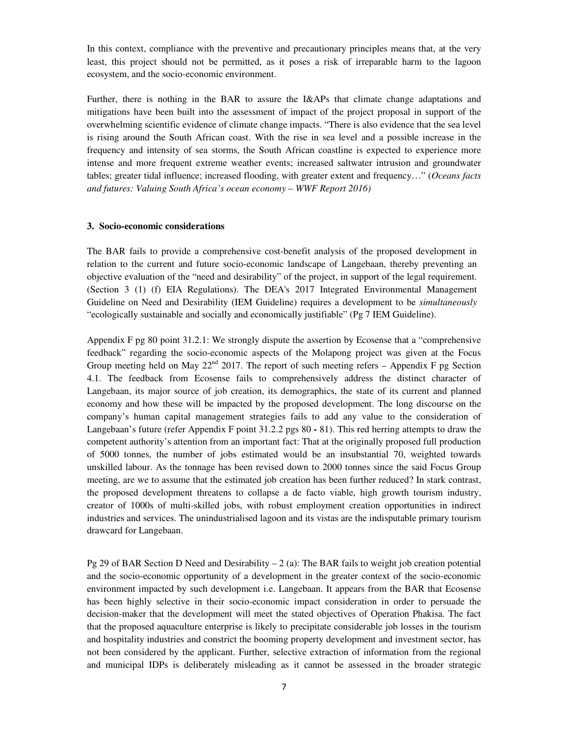In this context, compliance with the preventive and precautionary principles means that, at the very least, this project should not be permitted, as it poses a risk of irreparable harm to the lagoon ecosystem, and the socio-economic environment.

Further, there is nothing in the BAR to assure the I&APs that climate change adaptations and mitigations have been built into the assessment of impact of the project proposal in support of the overwhelming scientific evidence of climate change impacts. "There is also evidence that the sea level is rising around the South African coast. With the rise in sea level and a possible increase in the frequency and intensity of sea storms, the South African coastline is expected to experience more intense and more frequent extreme weather events; increased saltwater intrusion and groundwater tables; greater tidal influence; increased flooding, with greater extent and frequency…" (*Oceans facts and futures: Valuing South Africa's ocean economy – WWF Report 2016)*

### 3. Socio-economic considerations

The BAR fails to provide a comprehensive cost-benefit analysis of the proposed development in relation to the current and future socio-economic landscape of Langebaan, thereby preventing an objective evaluation of the "need and desirability" of the project, in support of the legal requirement. (Section 3 (1) (f) EIA Regulations). The DEA's 2017 Integrated Environmental Management Guideline on Need and Desirability (IEM Guideline) requires a development to be *simultaneously* "ecologically sustainable and socially and economically justifiable" (Pg 7 IEM Guideline).

Appendix F pg 80 point 31.2.1: We strongly dispute the assertion by Ecosense that a "comprehensive feedback" regarding the socio-economic aspects of the Molapong project was given at the Focus Group meeting held on May 22nd 2017. The report of such meeting refers – Appendix F pg Section 4.1. The feedback from Ecosense fails to comprehensively address the distinct character of Langebaan, its major source of job creation, its demographics, the state of its current and planned economy and how these will be impacted by the proposed development. The long discourse on the company's human capital management strategies fails to add any value to the consideration of Langebaan's future (refer Appendix F point 31.2.2 pgs 80 - 81). This red herring attempts to draw the competent authority's attention from an important fact: That at the originally proposed full production of 5000 tonnes, the number of jobs estimated would be an insubstantial 70, weighted towards unskilled labour. As the tonnage has been revised down to 2000 tonnes since the said Focus Group meeting, are we to assume that the estimated job creation has been further reduced? In stark contrast, the proposed development threatens to collapse a de facto viable, high growth tourism industry, creator of 1000s of multi-skilled jobs, with robust employment creation opportunities in indirect industries and services. The unindustrialised lagoon and its vistas are the indisputable primary tourism drawcard for Langebaan.

Pg 29 of BAR Section D Need and Desirability – 2 (a): The BAR fails to weight job creation potential and the socio-economic opportunity of a development in the greater context of the socio-economic environment impacted by such development i.e. Langebaan. It appears from the BAR that Ecosense has been highly selective in their socio-economic impact consideration in order to persuade the decision-maker that the development will meet the stated objectives of Operation Phakisa. The fact that the proposed aquaculture enterprise is likely to precipitate considerable job losses in the tourism and hospitality industries and constrict the booming property development and investment sector, has not been considered by the applicant. Further, selective extraction of information from the regional and municipal IDPs is deliberately misleading as it cannot be assessed in the broader strategic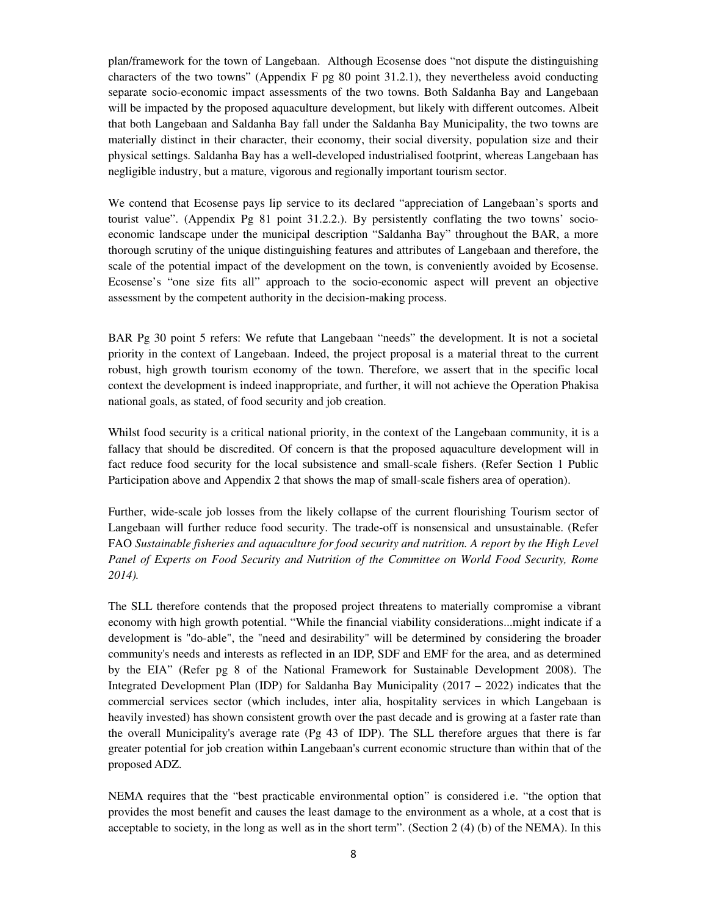plan/framework for the town of Langebaan. Although Ecosense does "not dispute the distinguishing characters of the two towns" (Appendix F pg 80 point 31.2.1), they nevertheless avoid conducting separate socio-economic impact assessments of the two towns. Both Saldanha Bay and Langebaan will be impacted by the proposed aquaculture development, but likely with different outcomes. Albeit that both Langebaan and Saldanha Bay fall under the Saldanha Bay Municipality, the two towns are materially distinct in their character, their economy, their social diversity, population size and their physical settings. Saldanha Bay has a well-developed industrialised footprint, whereas Langebaan has negligible industry, but a mature, vigorous and regionally important tourism sector.

We contend that Ecosense pays lip service to its declared "appreciation of Langebaan's sports and tourist value". (Appendix Pg 81 point 31.2.2.). By persistently conflating the two towns' socio-economic landscape under the municipal description "Saldanha Bay" throughout the BAR, a more thorough scrutiny of the unique distinguishing features and attributes of Langebaan and therefore, the scale of the potential impact of the development on the town, is conveniently avoided by Ecosense. Ecosense's "one size fits all" approach to the socio-economic aspect will prevent an objective assessment by the competent authority in the decision-making process.

BAR Pg 30 point 5 refers: We refute that Langebaan "needs" the development. It is not a societal priority in the context of Langebaan. Indeed, the project proposal is a material threat to the current robust, high growth tourism economy of the town. Therefore, we assert that in the specific local context the development is indeed inappropriate, and further, it will not achieve the Operation Phakisa national goals, as stated, of food security and job creation.

Whilst food security is a critical national priority, in the context of the Langebaan community, it is a fallacy that should be discredited. Of concern is that the proposed aquaculture development will in fact reduce food security for the local subsistence and small-scale fishers. (Refer Section 1 Public Participation above and Appendix 2 that shows the map of small-scale fishers area of operation).

Further, wide-scale job losses from the likely collapse of the current flourishing Tourism sector of Langebaan will further reduce food security. The trade-off is nonsensical and unsustainable. (Refer FAO *Sustainable fisheries and aquaculture for food security and nutrition. A report by the High Level Panel of Experts on Food Security and Nutrition of the Committee on World Food Security, Rome 2014).*

The SLL therefore contends that the proposed project threatens to materially compromise a vibrant economy with high growth potential. "While the financial viability considerations...might indicate if a development is "do-able", the "need and desirability" will be determined by considering the broader community's needs and interests as reflected in an IDP, SDF and EMF for the area, and as determined by the EIA" (Refer pg 8 of the National Framework for Sustainable Development 2008). The Integrated Development Plan (IDP) for Saldanha Bay Municipality (2017 – 2022) indicates that the commercial services sector (which includes, inter alia, hospitality services in which Langebaan is heavily invested) has shown consistent growth over the past decade and is growing at a faster rate than the overall Municipality's average rate (Pg 43 of IDP). The SLL therefore argues that there is far greater potential for job creation within Langebaan's current economic structure than within that of the proposed ADZ.

NEMA requires that the "best practicable environmental option" is considered i.e. "the option that provides the most benefit and causes the least damage to the environment as a whole, at a cost that is acceptable to society, in the long as well as in the short term". (Section 2 (4) (b) of the NEMA). In this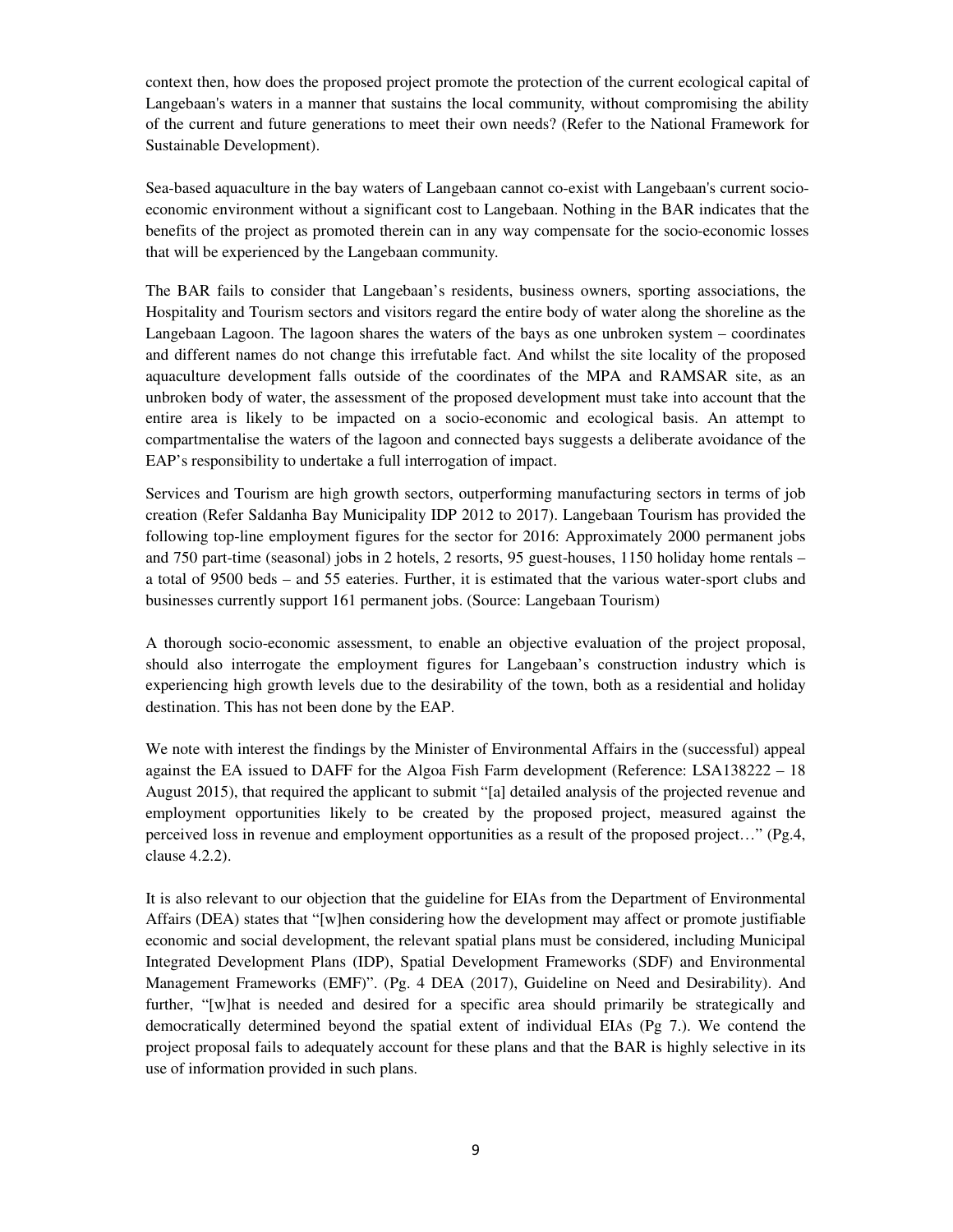context then, how does the proposed project promote the protection of the current ecological capital of Langebaan's waters in a manner that sustains the local community, without compromising the ability of the current and future generations to meet their own needs? (Refer to the National Framework for Sustainable Development).

Sea-based aquaculture in the bay waters of Langebaan cannot co-exist with Langebaan's current socio-economic environment without a significant cost to Langebaan. Nothing in the BAR indicates that the benefits of the project as promoted therein can in any way compensate for the socio-economic losses that will be experienced by the Langebaan community.

The BAR fails to consider that Langebaan's residents, business owners, sporting associations, the Hospitality and Tourism sectors and visitors regard the entire body of water along the shoreline as the Langebaan Lagoon. The lagoon shares the waters of the bays as one unbroken system – coordinates and different names do not change this irrefutable fact. And whilst the site locality of the proposed aquaculture development falls outside of the coordinates of the MPA and RAMSAR site, as an unbroken body of water, the assessment of the proposed development must take into account that the entire area is likely to be impacted on a socio-economic and ecological basis. An attempt to compartmentalise the waters of the lagoon and connected bays suggests a deliberate avoidance of the EAP's responsibility to undertake a full interrogation of impact.

Services and Tourism are high growth sectors, outperforming manufacturing sectors in terms of job creation (Refer Saldanha Bay Municipality IDP 2012 to 2017). Langebaan Tourism has provided the following top-line employment figures for the sector for 2016: Approximately 2000 permanent jobs and 750 part-time (seasonal) jobs in 2 hotels, 2 resorts, 95 guest-houses, 1150 holiday home rentals – a total of 9500 beds – and 55 eateries. Further, it is estimated that the various water-sport clubs and businesses currently support 161 permanent jobs. (Source: Langebaan Tourism)

A thorough socio-economic assessment, to enable an objective evaluation of the project proposal, should also interrogate the employment figures for Langebaan's construction industry which is experiencing high growth levels due to the desirability of the town, both as a residential and holiday destination. This has not been done by the EAP.

We note with interest the findings by the Minister of Environmental Affairs in the (successful) appeal against the EA issued to DAFF for the Algoa Fish Farm development (Reference: LSA138222 – 18 August 2015), that required the applicant to submit "[a] detailed analysis of the projected revenue and employment opportunities likely to be created by the proposed project, measured against the perceived loss in revenue and employment opportunities as a result of the proposed project…" (Pg.4, clause 4.2.2).

It is also relevant to our objection that the guideline for EIAs from the Department of Environmental Affairs (DEA) states that "[w]hen considering how the development may affect or promote justifiable economic and social development, the relevant spatial plans must be considered, including Municipal Integrated Development Plans (IDP), Spatial Development Frameworks (SDF) and Environmental Management Frameworks (EMF)". (Pg. 4 DEA (2017), Guideline on Need and Desirability). And further, "[w]hat is needed and desired for a specific area should primarily be strategically and democratically determined beyond the spatial extent of individual EIAs (Pg 7.). We contend the project proposal fails to adequately account for these plans and that the BAR is highly selective in its use of information provided in such plans.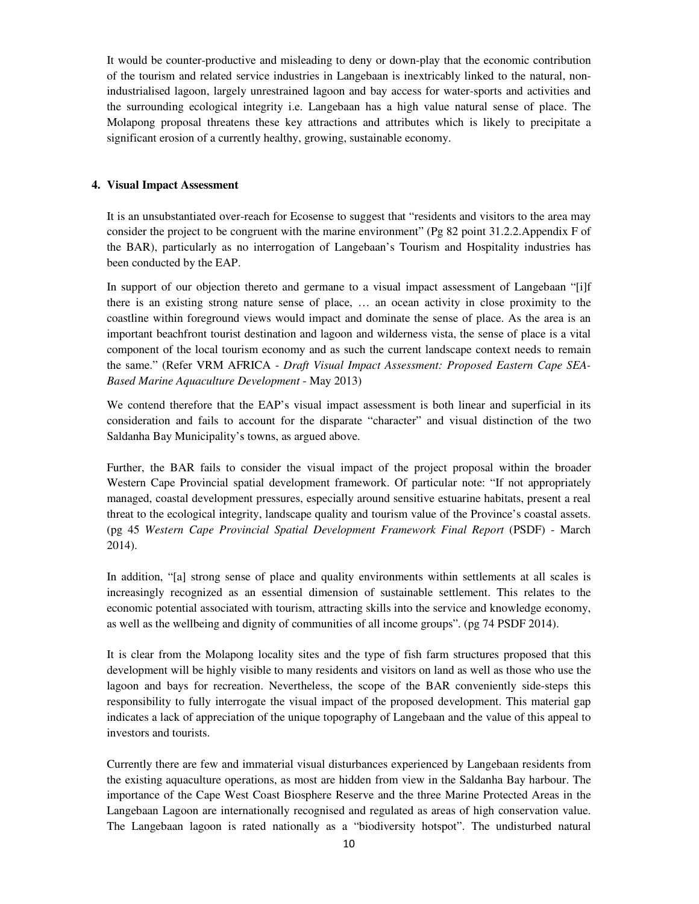It would be counter-productive and misleading to deny or down-play that the economic contribution of the tourism and related service industries in Langebaan is inextricably linked to the natural, non-industrialised lagoon, largely unrestrained lagoon and bay access for water-sports and activities and the surrounding ecological integrity i.e. Langebaan has a high value natural sense of place. The Molapong proposal threatens these key attractions and attributes which is likely to precipitate a significant erosion of a currently healthy, growing, sustainable economy.

## 4. Visual Impact Assessment

It is an unsubstantiated over-reach for Ecosense to suggest that "residents and visitors to the area may consider the project to be congruent with the marine environment" (Pg 82 point 31.2.2.Appendix F of the BAR), particularly as no interrogation of Langebaan's Tourism and Hospitality industries has been conducted by the EAP.

In support of our objection thereto and germane to a visual impact assessment of Langebaan "[i]f there is an existing strong nature sense of place, … an ocean activity in close proximity to the coastline within foreground views would impact and dominate the sense of place. As the area is an important beachfront tourist destination and lagoon and wilderness vista, the sense of place is a vital component of the local tourism economy and as such the current landscape context needs to remain the same." (Refer VRM AFRICA - *Draft Visual Impact Assessment: Proposed Eastern Cape SEA-Based Marine Aquaculture Development* - May 2013)

We contend therefore that the EAP's visual impact assessment is both linear and superficial in its consideration and fails to account for the disparate "character" and visual distinction of the two Saldanha Bay Municipality's towns, as argued above.

Further, the BAR fails to consider the visual impact of the project proposal within the broader Western Cape Provincial spatial development framework. Of particular note: "If not appropriately managed, coastal development pressures, especially around sensitive estuarine habitats, present a real threat to the ecological integrity, landscape quality and tourism value of the Province's coastal assets. (pg 45 *Western Cape Provincial Spatial Development Framework Final Report* (PSDF) - March 2014).

In addition, "[a] strong sense of place and quality environments within settlements at all scales is increasingly recognized as an essential dimension of sustainable settlement. This relates to the economic potential associated with tourism, attracting skills into the service and knowledge economy, as well as the wellbeing and dignity of communities of all income groups". (pg 74 PSDF 2014).

It is clear from the Molapong locality sites and the type of fish farm structures proposed that this development will be highly visible to many residents and visitors on land as well as those who use the lagoon and bays for recreation. Nevertheless, the scope of the BAR conveniently side-steps this responsibility to fully interrogate the visual impact of the proposed development. This material gap indicates a lack of appreciation of the unique topography of Langebaan and the value of this appeal to investors and tourists.

Currently there are few and immaterial visual disturbances experienced by Langebaan residents from the existing aquaculture operations, as most are hidden from view in the Saldanha Bay harbour. The importance of the Cape West Coast Biosphere Reserve and the three Marine Protected Areas in the Langebaan Lagoon are internationally recognised and regulated as areas of high conservation value. The Langebaan lagoon is rated nationally as a "biodiversity hotspot". The undisturbed natural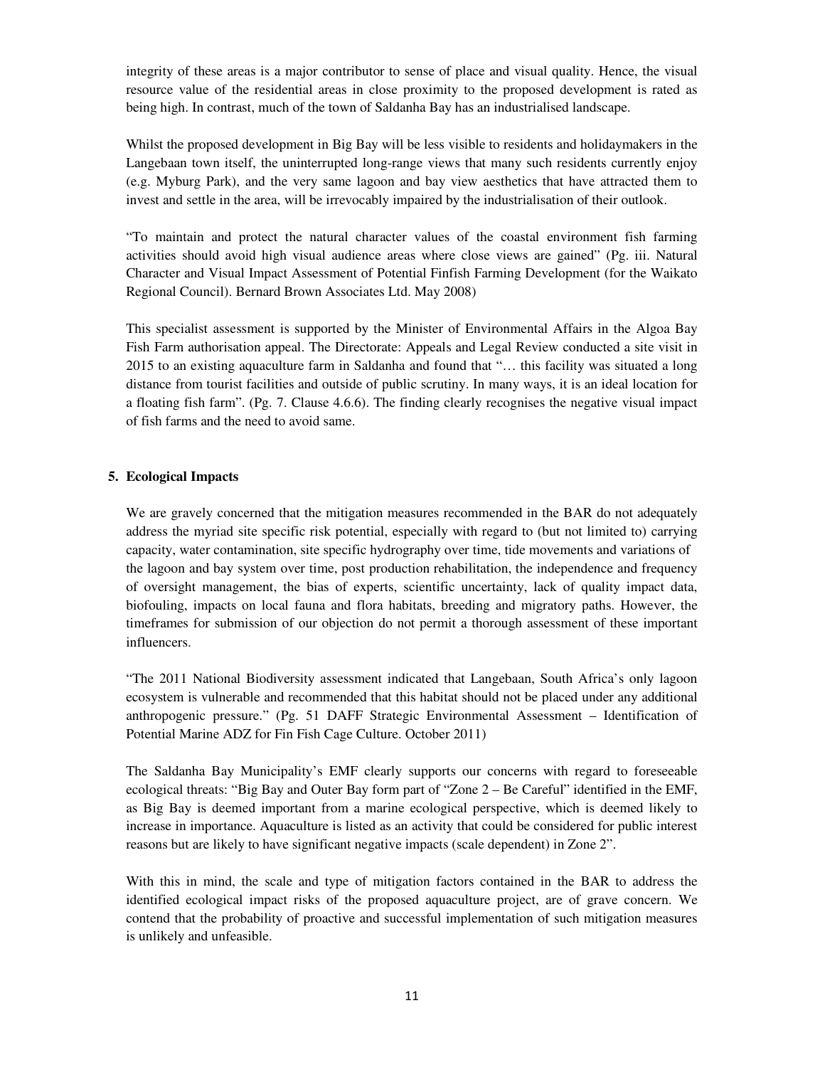integrity of these areas is a major contributor to sense of place and visual quality. Hence, the visual resource value of the residential areas in close proximity to the proposed development is rated as being high. In contrast, much of the town of Saldanha Bay has an industrialised landscape.

Whilst the proposed development in Big Bay will be less visible to residents and holidaymakers in the Langebaan town itself, the uninterrupted long-range views that many such residents currently enjoy (e.g. Myburg Park), and the very same lagoon and bay view aesthetics that have attracted them to invest and settle in the area, will be irrevocably impaired by the industrialisation of their outlook.

"To maintain and protect the natural character values of the coastal environment fish farming activities should avoid high visual audience areas where close views are gained" (Pg. iii. Natural Character and Visual Impact Assessment of Potential Finfish Farming Development (for the Waikato Regional Council). Bernard Brown Associates Ltd. May 2008)

This specialist assessment is supported by the Minister of Environmental Affairs in the Algoa Bay Fish Farm authorisation appeal. The Directorate: Appeals and Legal Review conducted a site visit in 2015 to an existing aquaculture farm in Saldanha and found that "… this facility was situated a long distance from tourist facilities and outside of public scrutiny. In many ways, it is an ideal location for a floating fish farm". (Pg. 7. Clause 4.6.6). The finding clearly recognises the negative visual impact of fish farms and the need to avoid same.

## 5. Ecological Impacts

We are gravely concerned that the mitigation measures recommended in the BAR do not adequately address the myriad site specific risk potential, especially with regard to (but not limited to) carrying capacity, water contamination, site specific hydrography over time, tide movements and variations of the lagoon and bay system over time, post production rehabilitation, the independence and frequency of oversight management, the bias of experts, scientific uncertainty, lack of quality impact data, biofouling, impacts on local fauna and flora habitats, breeding and migratory paths. However, the timeframes for submission of our objection do not permit a thorough assessment of these important influencers.

"The 2011 National Biodiversity assessment indicated that Langebaan, South Africa's only lagoon ecosystem is vulnerable and recommended that this habitat should not be placed under any additional anthropogenic pressure." (Pg. 51 DAFF Strategic Environmental Assessment – Identification of Potential Marine ADZ for Fin Fish Cage Culture. October 2011)

The Saldanha Bay Municipality's EMF clearly supports our concerns with regard to foreseeable ecological threats: "Big Bay and Outer Bay form part of "Zone 2 – Be Careful" identified in the EMF, as Big Bay is deemed important from a marine ecological perspective, which is deemed likely to increase in importance. Aquaculture is listed as an activity that could be considered for public interest reasons but are likely to have significant negative impacts (scale dependent) in Zone 2".

With this in mind, the scale and type of mitigation factors contained in the BAR to address the identified ecological impact risks of the proposed aquaculture project, are of grave concern. We contend that the probability of proactive and successful implementation of such mitigation measures is unlikely and unfeasible.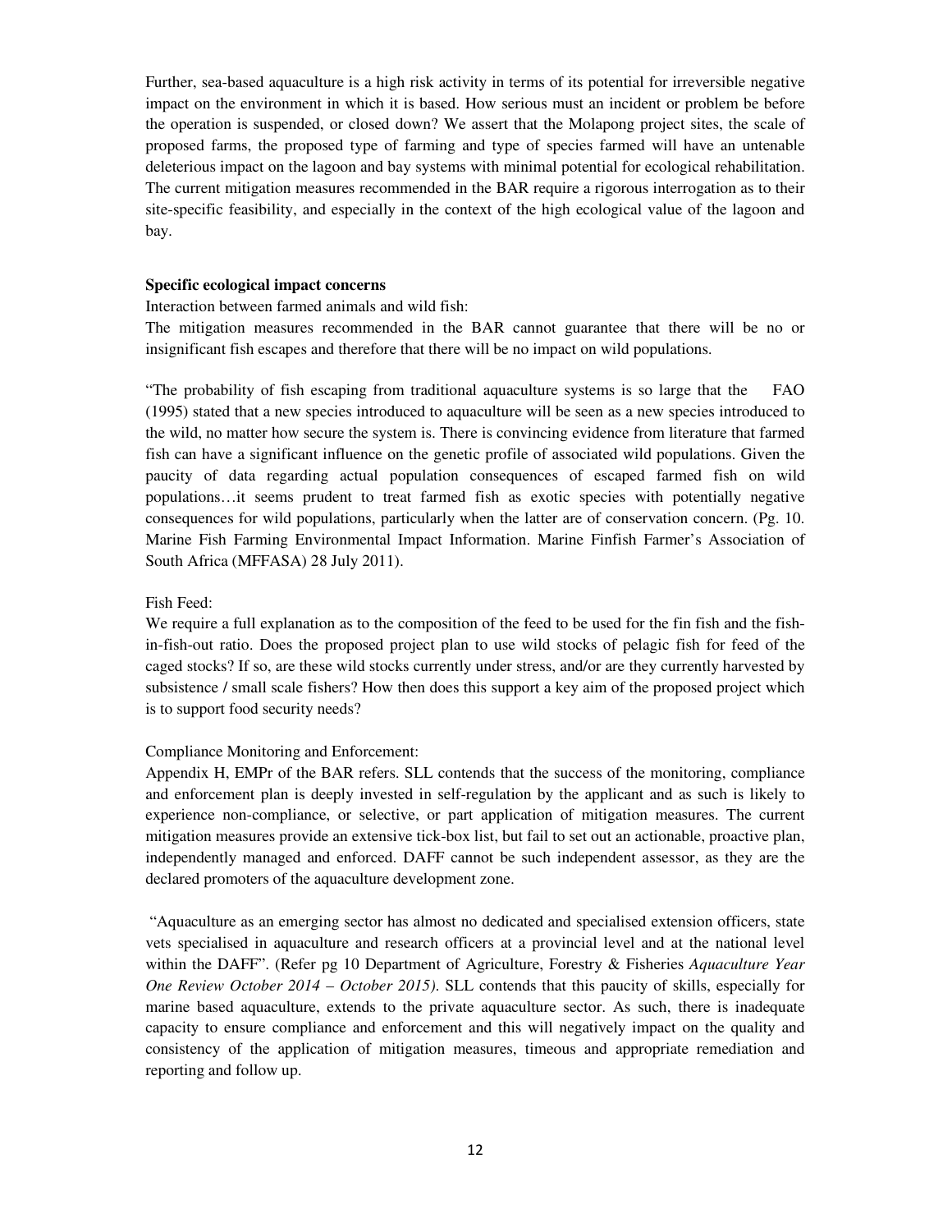Further, sea-based aquaculture is a high risk activity in terms of its potential for irreversible negative impact on the environment in which it is based. How serious must an incident or problem be before the operation is suspended, or closed down? We assert that the Molapong project sites, the scale of proposed farms, the proposed type of farming and type of species farmed will have an untenable deleterious impact on the lagoon and bay systems with minimal potential for ecological rehabilitation. The current mitigation measures recommended in the BAR require a rigorous interrogation as to their site-specific feasibility, and especially in the context of the high ecological value of the lagoon and bay.

**Specific ecological impact concerns**

Interaction between farmed animals and wild fish:

The mitigation measures recommended in the BAR cannot guarantee that there will be no or insignificant fish escapes and therefore that there will be no impact on wild populations.

"The probability of fish escaping from traditional aquaculture systems is so large that the FAO (1995) stated that a new species introduced to aquaculture will be seen as a new species introduced to the wild, no matter how secure the system is. There is convincing evidence from literature that farmed fish can have a significant influence on the genetic profile of associated wild populations. Given the paucity of data regarding actual population consequences of escaped farmed fish on wild populations…it seems prudent to treat farmed fish as exotic species with potentially negative consequences for wild populations, particularly when the latter are of conservation concern. (Pg. 10. Marine Fish Farming Environmental Impact Information. Marine Finfish Farmer's Association of South Africa (MFFASA) 28 July 2011).

Fish Feed:

We require a full explanation as to the composition of the feed to be used for the fin fish and the fish-in-fish-out ratio. Does the proposed project plan to use wild stocks of pelagic fish for feed of the caged stocks? If so, are these wild stocks currently under stress, and/or are they currently harvested by subsistence / small scale fishers? How then does this support a key aim of the proposed project which is to support food security needs?

Compliance Monitoring and Enforcement:

Appendix H, EMPr of the BAR refers. SLL contends that the success of the monitoring, compliance and enforcement plan is deeply invested in self-regulation by the applicant and as such is likely to experience non-compliance, or selective, or part application of mitigation measures. The current mitigation measures provide an extensive tick-box list, but fail to set out an actionable, proactive plan, independently managed and enforced. DAFF cannot be such independent assessor, as they are the declared promoters of the aquaculture development zone.

"Aquaculture as an emerging sector has almost no dedicated and specialised extension officers, state vets specialised in aquaculture and research officers at a provincial level and at the national level within the DAFF". (Refer pg 10 Department of Agriculture, Forestry & Fisheries *Aquaculture Year One Review October 2014 – October 2015).* SLL contends that this paucity of skills, especially for marine based aquaculture, extends to the private aquaculture sector. As such, there is inadequate capacity to ensure compliance and enforcement and this will negatively impact on the quality and consistency of the application of mitigation measures, timeous and appropriate remediation and reporting and follow up.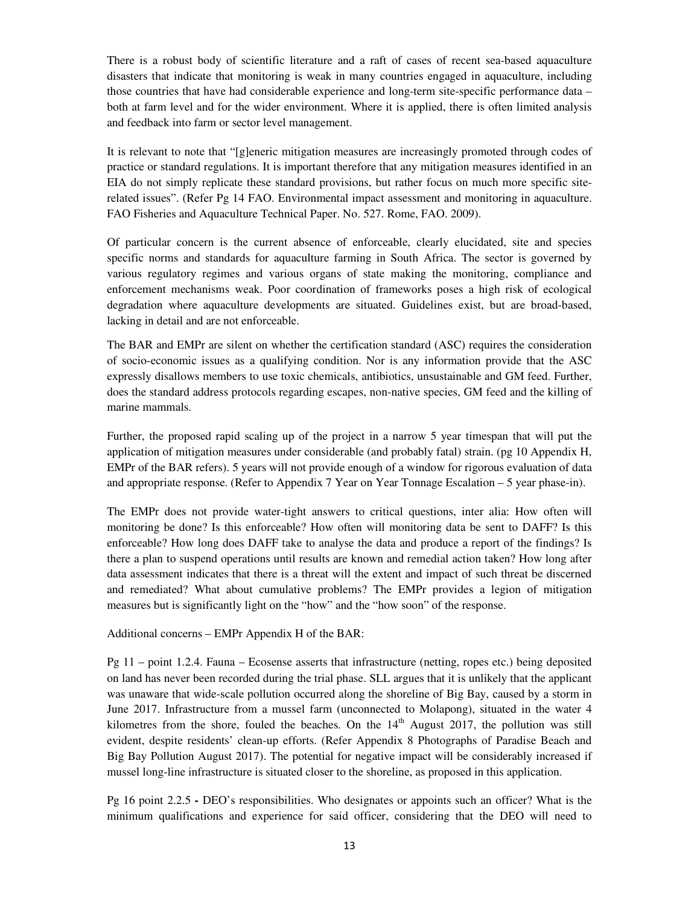There is a robust body of scientific literature and a raft of cases of recent sea-based aquaculture disasters that indicate that monitoring is weak in many countries engaged in aquaculture, including those countries that have had considerable experience and long-term site-specific performance data – both at farm level and for the wider environment. Where it is applied, there is often limited analysis and feedback into farm or sector level management.

It is relevant to note that "[g]eneric mitigation measures are increasingly promoted through codes of practice or standard regulations. It is important therefore that any mitigation measures identified in an EIA do not simply replicate these standard provisions, but rather focus on much more specific site-related issues". (Refer Pg 14 FAO. Environmental impact assessment and monitoring in aquaculture. FAO Fisheries and Aquaculture Technical Paper. No. 527. Rome, FAO. 2009).

Of particular concern is the current absence of enforceable, clearly elucidated, site and species specific norms and standards for aquaculture farming in South Africa. The sector is governed by various regulatory regimes and various organs of state making the monitoring, compliance and enforcement mechanisms weak. Poor coordination of frameworks poses a high risk of ecological degradation where aquaculture developments are situated. Guidelines exist, but are broad-based, lacking in detail and are not enforceable.

The BAR and EMPr are silent on whether the certification standard (ASC) requires the consideration of socio-economic issues as a qualifying condition. Nor is any information provide that the ASC expressly disallows members to use toxic chemicals, antibiotics, unsustainable and GM feed. Further, does the standard address protocols regarding escapes, non-native species, GM feed and the killing of marine mammals.

Further, the proposed rapid scaling up of the project in a narrow 5 year timespan that will put the application of mitigation measures under considerable (and probably fatal) strain. (pg 10 Appendix H, EMPr of the BAR refers). 5 years will not provide enough of a window for rigorous evaluation of data and appropriate response. (Refer to Appendix 7 Year on Year Tonnage Escalation – 5 year phase-in).

The EMPr does not provide water-tight answers to critical questions, inter alia: How often will monitoring be done? Is this enforceable? How often will monitoring data be sent to DAFF? Is this enforceable? How long does DAFF take to analyse the data and produce a report of the findings? Is there a plan to suspend operations until results are known and remedial action taken? How long after data assessment indicates that there is a threat will the extent and impact of such threat be discerned and remediated? What about cumulative problems? The EMPr provides a legion of mitigation measures but is significantly light on the "how" and the "how soon" of the response.

Additional concerns – EMPr Appendix H of the BAR:

Pg 11 – point 1.2.4. Fauna – Ecosense asserts that infrastructure (netting, ropes etc.) being deposited on land has never been recorded during the trial phase. SLL argues that it is unlikely that the applicant was unaware that wide-scale pollution occurred along the shoreline of Big Bay, caused by a storm in June 2017. Infrastructure from a mussel farm (unconnected to Molapong), situated in the water 4 kilometres from the shore, fouled the beaches. On the 14th August 2017, the pollution was still evident, despite residents' clean-up efforts. (Refer Appendix 8 Photographs of Paradise Beach and Big Bay Pollution August 2017). The potential for negative impact will be considerably increased if mussel long-line infrastructure is situated closer to the shoreline, as proposed in this application.

Pg 16 point 2.2.5 **-** DEO's responsibilities. Who designates or appoints such an officer? What is the minimum qualifications and experience for said officer, considering that the DEO will need to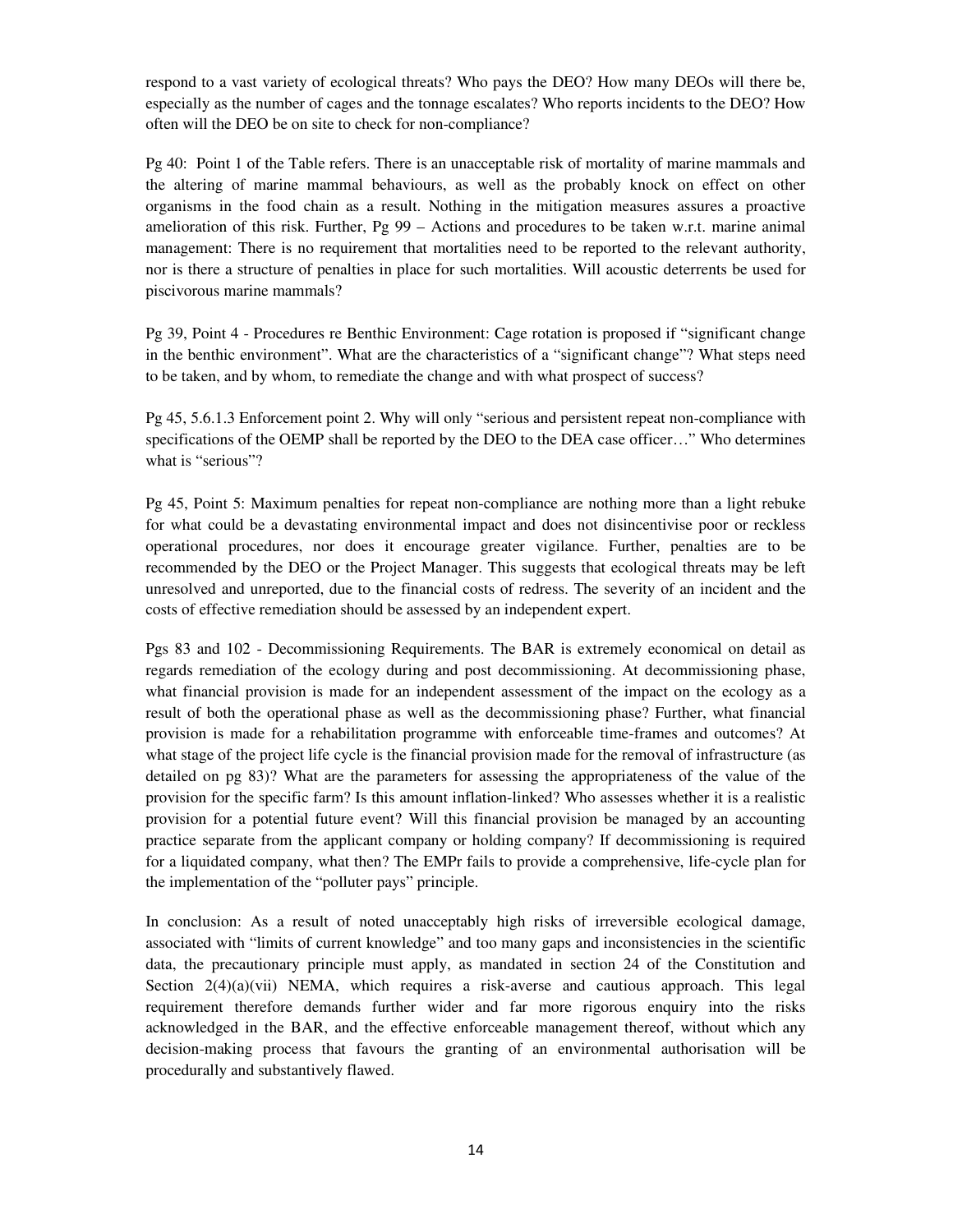respond to a vast variety of ecological threats? Who pays the DEO? How many DEOs will there be, especially as the number of cages and the tonnage escalates? Who reports incidents to the DEO? How often will the DEO be on site to check for non-compliance?

Pg 40: Point 1 of the Table refers. There is an unacceptable risk of mortality of marine mammals and the altering of marine mammal behaviours, as well as the probably knock on effect on other organisms in the food chain as a result. Nothing in the mitigation measures assures a proactive amelioration of this risk. Further, Pg 99 – Actions and procedures to be taken w.r.t. marine animal management: There is no requirement that mortalities need to be reported to the relevant authority, nor is there a structure of penalties in place for such mortalities. Will acoustic deterrents be used for piscivorous marine mammals?

Pg 39, Point 4 - Procedures re Benthic Environment: Cage rotation is proposed if "significant change in the benthic environment". What are the characteristics of a "significant change"? What steps need to be taken, and by whom, to remediate the change and with what prospect of success?

Pg 45, 5.6.1.3 Enforcement point 2. Why will only "serious and persistent repeat non-compliance with specifications of the OEMP shall be reported by the DEO to the DEA case officer…" Who determines what is "serious"?

Pg 45, Point 5: Maximum penalties for repeat non-compliance are nothing more than a light rebuke for what could be a devastating environmental impact and does not disincentivise poor or reckless operational procedures, nor does it encourage greater vigilance. Further, penalties are to be recommended by the DEO or the Project Manager. This suggests that ecological threats may be left unresolved and unreported, due to the financial costs of redress. The severity of an incident and the costs of effective remediation should be assessed by an independent expert.

Pgs 83 and 102 - Decommissioning Requirements. The BAR is extremely economical on detail as regards remediation of the ecology during and post decommissioning. At decommissioning phase, what financial provision is made for an independent assessment of the impact on the ecology as a result of both the operational phase as well as the decommissioning phase? Further, what financial provision is made for a rehabilitation programme with enforceable time-frames and outcomes? At what stage of the project life cycle is the financial provision made for the removal of infrastructure (as detailed on pg 83)? What are the parameters for assessing the appropriateness of the value of the provision for the specific farm? Is this amount inflation-linked? Who assesses whether it is a realistic provision for a potential future event? Will this financial provision be managed by an accounting practice separate from the applicant company or holding company? If decommissioning is required for a liquidated company, what then? The EMPr fails to provide a comprehensive, life-cycle plan for the implementation of the "polluter pays" principle.

In conclusion: As a result of noted unacceptably high risks of irreversible ecological damage, associated with "limits of current knowledge" and too many gaps and inconsistencies in the scientific data, the precautionary principle must apply, as mandated in section 24 of the Constitution and Section 2(4)(a)(vii) NEMA, which requires a risk-averse and cautious approach. This legal requirement therefore demands further wider and far more rigorous enquiry into the risks acknowledged in the BAR, and the effective enforceable management thereof, without which any decision-making process that favours the granting of an environmental authorisation will be procedurally and substantively flawed.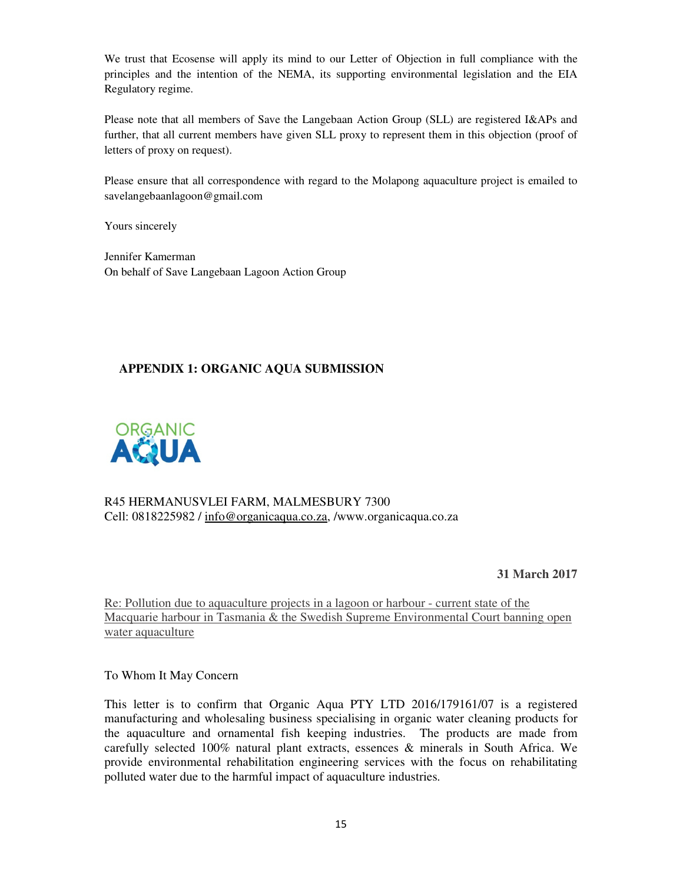We trust that Ecosense will apply its mind to our Letter of Objection in full compliance with the principles and the intention of the NEMA, its supporting environmental legislation and the EIA Regulatory regime.

Please note that all members of Save the Langebaan Action Group (SLL) are registered I&APs and further, that all current members have given SLL proxy to represent them in this objection (proof of letters of proxy on request).

Please ensure that all correspondence with regard to the Molapong aquaculture project is emailed to savelangebaanlagoon@gmail.com

Yours sincerely

Jennifer Kamerman
On behalf of Save Langebaan Lagoon Action Group

## APPENDIX 1: ORGANIC AQUA SUBMISSION

ORGANIC AQUA

R45 HERMANUSVLEI FARM, MALMESBURY 7300
Cell: 0818225982 / info@organicaqua.co.za, /www.organicaqua.co.za

**31 March 2017**

Re: Pollution due to aquaculture projects in a lagoon or harbour - current state of the Macquarie harbour in Tasmania & the Swedish Supreme Environmental Court banning open water aquaculture

To Whom It May Concern

This letter is to confirm that Organic Aqua PTY LTD 2016/179161/07 is a registered manufacturing and wholesaling business specialising in organic water cleaning products for the aquaculture and ornamental fish keeping industries. The products are made from carefully selected 100% natural plant extracts, essences & minerals in South Africa. We provide environmental rehabilitation engineering services with the focus on rehabilitating polluted water due to the harmful impact of aquaculture industries.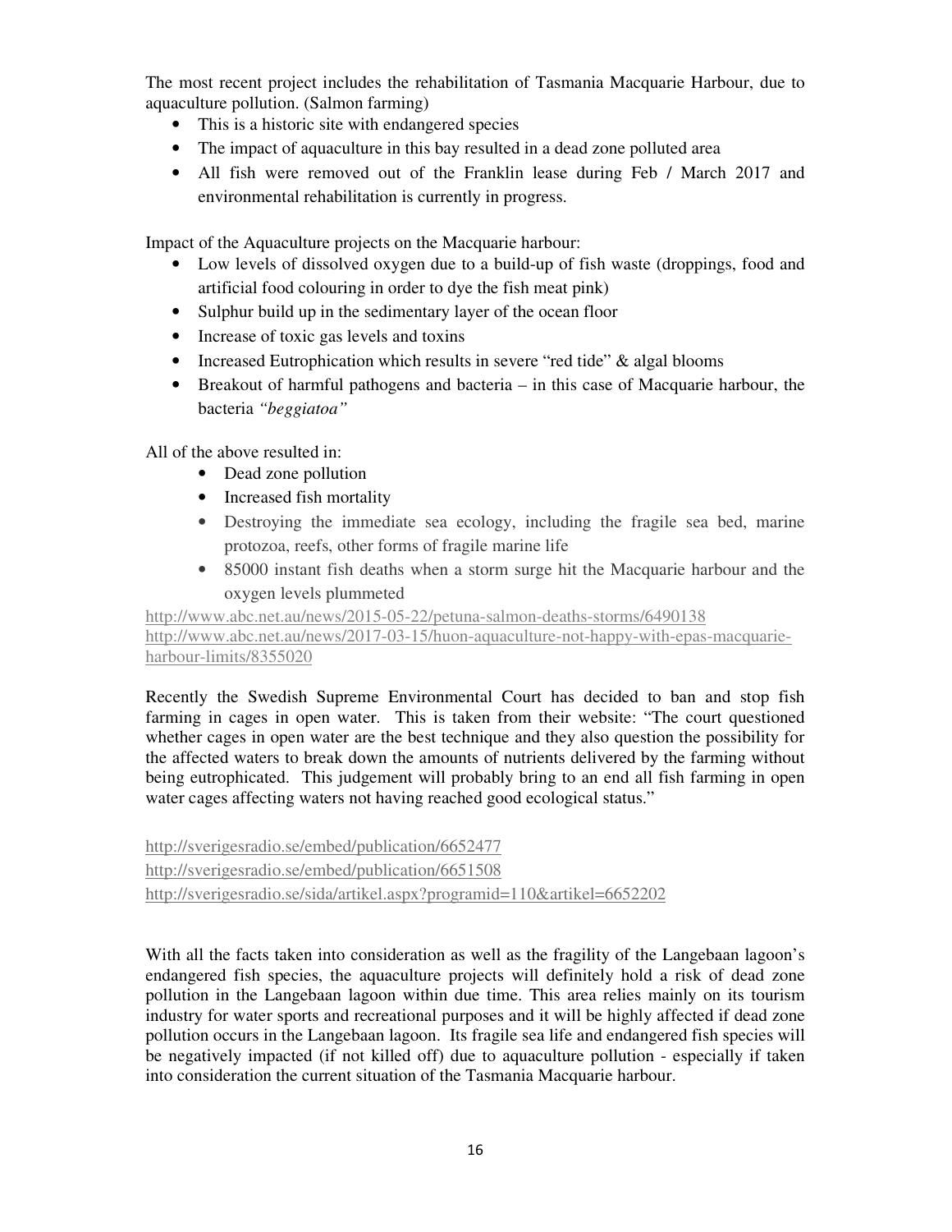The most recent project includes the rehabilitation of Tasmania Macquarie Harbour, due to aquaculture pollution. (Salmon farming)

- This is a historic site with endangered species
- The impact of aquaculture in this bay resulted in a dead zone polluted area
- All fish were removed out of the Franklin lease during Feb / March 2017 and environmental rehabilitation is currently in progress.

Impact of the Aquaculture projects on the Macquarie harbour:

- Low levels of dissolved oxygen due to a build-up of fish waste (droppings, food and artificial food colouring in order to dye the fish meat pink)
- Sulphur build up in the sedimentary layer of the ocean floor
- Increase of toxic gas levels and toxins
- Increased Eutrophication which results in severe "red tide" & algal blooms
- Breakout of harmful pathogens and bacteria – in this case of Macquarie harbour, the bacteria *"beggiatoa"*

All of the above resulted in:

- Dead zone pollution
- Increased fish mortality
- Destroying the immediate sea ecology, including the fragile sea bed, marine protozoa, reefs, other forms of fragile marine life
- 85000 instant fish deaths when a storm surge hit the Macquarie harbour and the oxygen levels plummeted

http://www.abc.net.au/news/2015-05-22/petuna-salmon-deaths-storms/6490138
http://www.abc.net.au/news/2017-03-15/huon-aquaculture-not-happy-with-epas-macquarie-harbour-limits/8355020

Recently the Swedish Supreme Environmental Court has decided to ban and stop fish farming in cages in open water. This is taken from their website: "The court questioned whether cages in open water are the best technique and they also question the possibility for the affected waters to break down the amounts of nutrients delivered by the farming without being eutrophicated. This judgement will probably bring to an end all fish farming in open water cages affecting waters not having reached good ecological status."

http://sverigesradio.se/embed/publication/6652477
http://sverigesradio.se/embed/publication/6651508
http://sverigesradio.se/sida/artikel.aspx?programid=110&artikel=6652202

With all the facts taken into consideration as well as the fragility of the Langebaan lagoon's endangered fish species, the aquaculture projects will definitely hold a risk of dead zone pollution in the Langebaan lagoon within due time. This area relies mainly on its tourism industry for water sports and recreational purposes and it will be highly affected if dead zone pollution occurs in the Langebaan lagoon. Its fragile sea life and endangered fish species will be negatively impacted (if not killed off) due to aquaculture pollution - especially if taken into consideration the current situation of the Tasmania Macquarie harbour.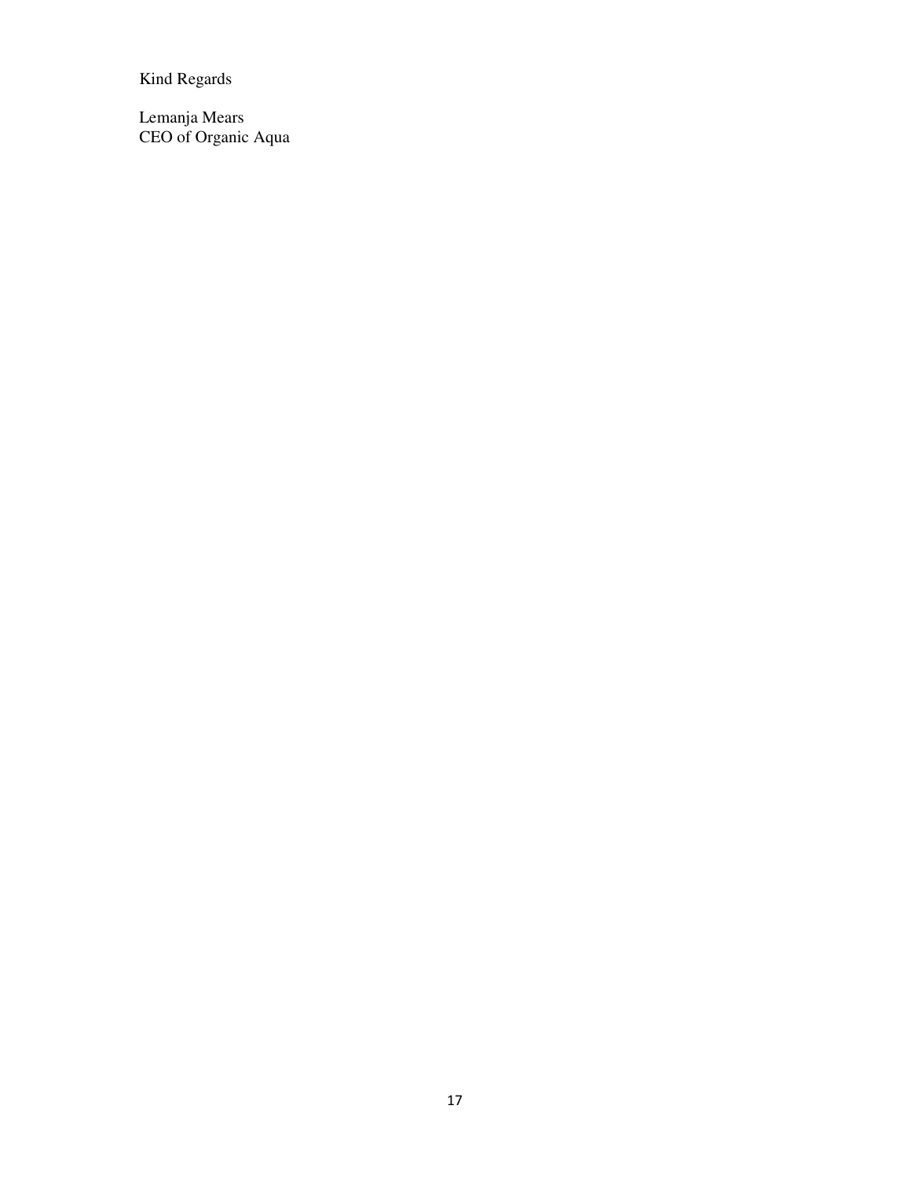Kind Regards

Lemanja Mears
CEO of Organic Aqua